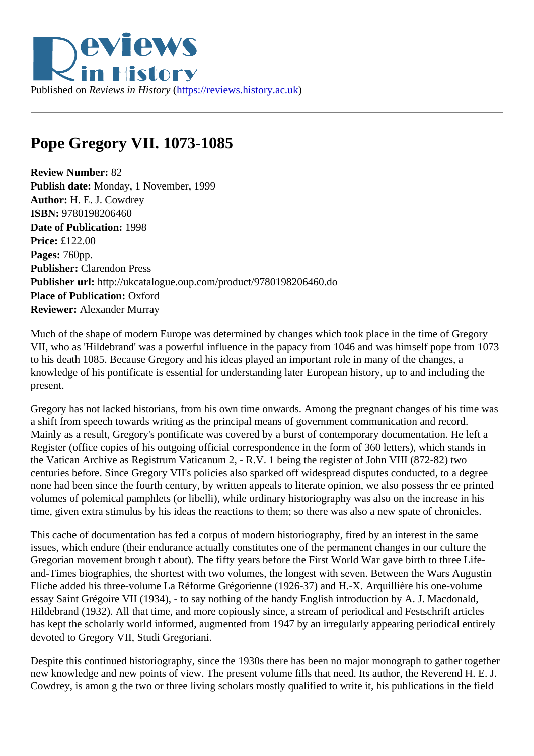Published on *Reviews in History* (https://reviews.history.ac.uk)

# Pope Gregory VII. 1073-1085

**Review Number:** 82
**Publish date:** Monday, 1 November, 1999
**Author:** H. E. J. Cowdrey
**ISBN:** 9780198206460
**Date of Publication:** 1998
**Price:** £122.00
**Pages:** 760pp.
**Publisher:** Clarendon Press
**Publisher url:** http://ukcatalogue.oup.com/product/9780198206460.do
**Place of Publication:** Oxford
**Reviewer:** Alexander Murray

Much of the shape of modern Europe was determined by changes which took place in the time of Gregory VII, who as 'Hildebrand' was a powerful influence in the papacy from 1046 and was himself pope from 1073 to his death 1085. Because Gregory and his ideas played an important role in many of the changes, a knowledge of his pontificate is essential for understanding later European history, up to and including the present.

Gregory has not lacked historians, from his own time onwards. Among the pregnant changes of his time was a shift from speech towards writing as the principal means of government communication and record. Mainly as a result, Gregory's pontificate was covered by a burst of contemporary documentation. He left a Register (office copies of his outgoing official correspondence in the form of 360 letters), which stands in the Vatican Archive as Registrum Vaticanum 2, - R.V. 1 being the register of John VIII (872-82) two centuries before. Since Gregory VII's policies also sparked off widespread disputes conducted, to a degree none had been since the fourth century, by written appeals to literate opinion, we also possess thr ee printed volumes of polemical pamphlets (or libelli), while ordinary historiography was also on the increase in his time, given extra stimulus by his ideas the reactions to them; so there was also a new spate of chronicles.

This cache of documentation has fed a corpus of modern historiography, fired by an interest in the same issues, which endure (their endurance actually constitutes one of the permanent changes in our culture the Gregorian movement brough t about). The fifty years before the First World War gave birth to three Life-and-Times biographies, the shortest with two volumes, the longest with seven. Between the Wars Augustin Fliche added his three-volume La Réforme Grégorienne (1926-37) and H.-X. Arquillière his one-volume essay Saint Grégoire VII (1934), - to say nothing of the handy English introduction by A. J. Macdonald, Hildebrand (1932). All that time, and more copiously since, a stream of periodical and Festschrift articles has kept the scholarly world informed, augmented from 1947 by an irregularly appearing periodical entirely devoted to Gregory VII, Studi Gregoriani.

Despite this continued historiography, since the 1930s there has been no major monograph to gather together new knowledge and new points of view. The present volume fills that need. Its author, the Reverend H. E. J. Cowdrey, is amon g the two or three living scholars mostly qualified to write it, his publications in the field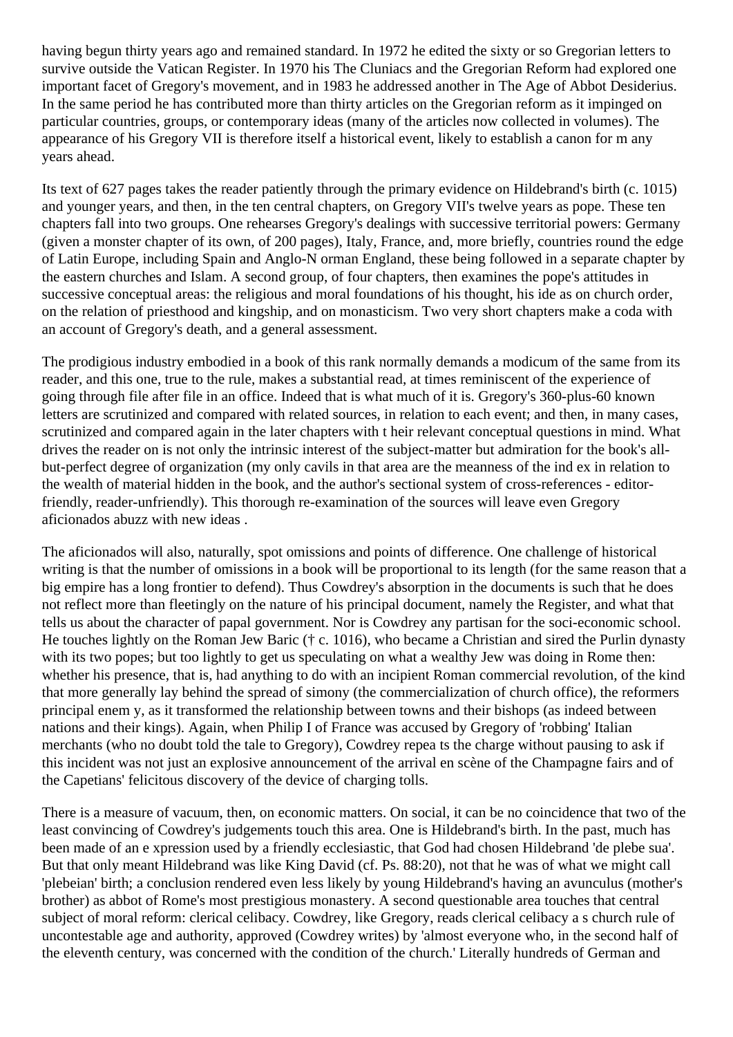having begun thirty years ago and remained standard. In 1972 he edited the sixty or so Gregorian letters to survive outside the Vatican Register. In 1970 his The Cluniacs and the Gregorian Reform had explored one important facet of Gregory's movement, and in 1983 he addressed another in The Age of Abbot Desiderius. In the same period he has contributed more than thirty articles on the Gregorian reform as it impinged on particular countries, groups, or contemporary ideas (many of the articles now collected in volumes). The appearance of his Gregory VII is therefore itself a historical event, likely to establish a canon for m any years ahead.

Its text of 627 pages takes the reader patiently through the primary evidence on Hildebrand's birth (c. 1015) and younger years, and then, in the ten central chapters, on Gregory VII's twelve years as pope. These ten chapters fall into two groups. One rehearses Gregory's dealings with successive territorial powers: Germany (given a monster chapter of its own, of 200 pages), Italy, France, and, more briefly, countries round the edge of Latin Europe, including Spain and Anglo-N orman England, these being followed in a separate chapter by the eastern churches and Islam. A second group, of four chapters, then examines the pope's attitudes in successive conceptual areas: the religious and moral foundations of his thought, his ide as on church order, on the relation of priesthood and kingship, and on monasticism. Two very short chapters make a coda with an account of Gregory's death, and a general assessment.

The prodigious industry embodied in a book of this rank normally demands a modicum of the same from its reader, and this one, true to the rule, makes a substantial read, at times reminiscent of the experience of going through file after file in an office. Indeed that is what much of it is. Gregory's 360-plus-60 known letters are scrutinized and compared with related sources, in relation to each event; and then, in many cases, scrutinized and compared again in the later chapters with t heir relevant conceptual questions in mind. What drives the reader on is not only the intrinsic interest of the subject-matter but admiration for the book's all-but-perfect degree of organization (my only cavils in that area are the meanness of the ind ex in relation to the wealth of material hidden in the book, and the author's sectional system of cross-references - editor-friendly, reader-unfriendly). This thorough re-examination of the sources will leave even Gregory aficionados abuzz with new ideas .

The aficionados will also, naturally, spot omissions and points of difference. One challenge of historical writing is that the number of omissions in a book will be proportional to its length (for the same reason that a big empire has a long frontier to defend). Thus Cowdrey's absorption in the documents is such that he does not reflect more than fleetingly on the nature of his principal document, namely the Register, and what that tells us about the character of papal government. Nor is Cowdrey any partisan for the soci-economic school. He touches lightly on the Roman Jew Baric († c. 1016), who became a Christian and sired the Purlin dynasty with its two popes; but too lightly to get us speculating on what a wealthy Jew was doing in Rome then: whether his presence, that is, had anything to do with an incipient Roman commercial revolution, of the kind that more generally lay behind the spread of simony (the commercialization of church office), the reformers principal enem y, as it transformed the relationship between towns and their bishops (as indeed between nations and their kings). Again, when Philip I of France was accused by Gregory of 'robbing' Italian merchants (who no doubt told the tale to Gregory), Cowdrey repea ts the charge without pausing to ask if this incident was not just an explosive announcement of the arrival en scène of the Champagne fairs and of the Capetians' felicitous discovery of the device of charging tolls.

There is a measure of vacuum, then, on economic matters. On social, it can be no coincidence that two of the least convincing of Cowdrey's judgements touch this area. One is Hildebrand's birth. In the past, much has been made of an e xpression used by a friendly ecclesiastic, that God had chosen Hildebrand 'de plebe sua'. But that only meant Hildebrand was like King David (cf. Ps. 88:20), not that he was of what we might call 'plebeian' birth; a conclusion rendered even less likely by young Hildebrand's having an avunculus (mother's brother) as abbot of Rome's most prestigious monastery. A second questionable area touches that central subject of moral reform: clerical celibacy. Cowdrey, like Gregory, reads clerical celibacy a s church rule of uncontestable age and authority, approved (Cowdrey writes) by 'almost everyone who, in the second half of the eleventh century, was concerned with the condition of the church.' Literally hundreds of German and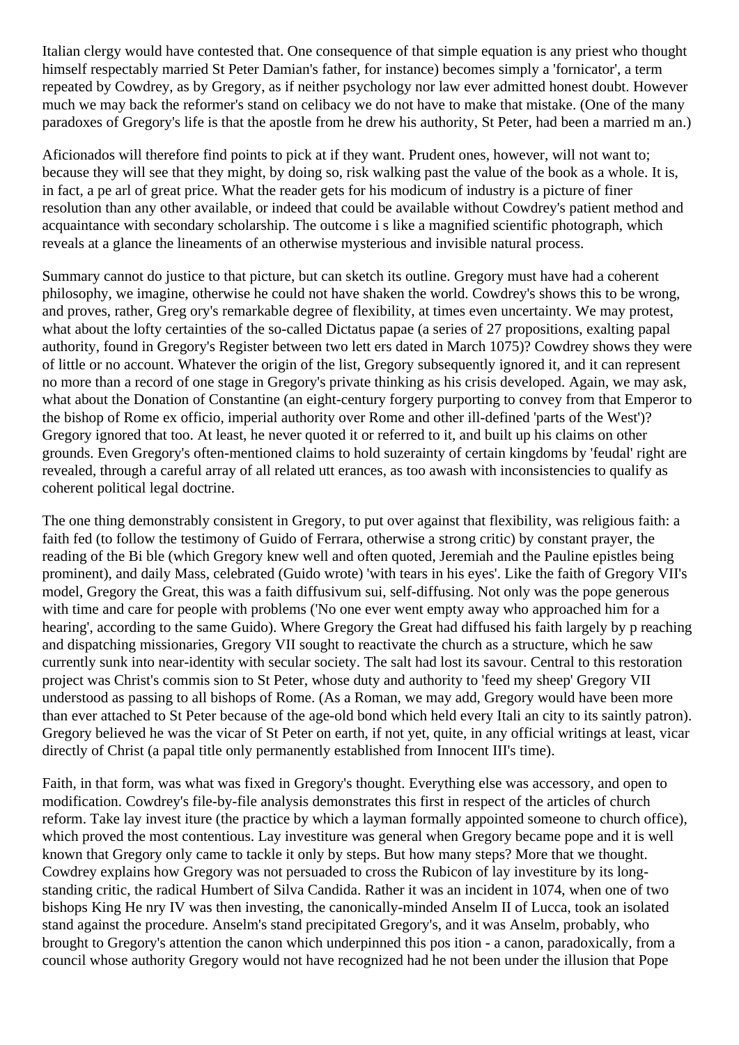Italian clergy would have contested that. One consequence of that simple equation is any priest who thought himself respectably married St Peter Damian's father, for instance) becomes simply a 'fornicator', a term repeated by Cowdrey, as by Gregory, as if neither psychology nor law ever admitted honest doubt. However much we may back the reformer's stand on celibacy we do not have to make that mistake. (One of the many paradoxes of Gregory's life is that the apostle from he drew his authority, St Peter, had been a married m an.)

Aficionados will therefore find points to pick at if they want. Prudent ones, however, will not want to; because they will see that they might, by doing so, risk walking past the value of the book as a whole. It is, in fact, a pe arl of great price. What the reader gets for his modicum of industry is a picture of finer resolution than any other available, or indeed that could be available without Cowdrey's patient method and acquaintance with secondary scholarship. The outcome i s like a magnified scientific photograph, which reveals at a glance the lineaments of an otherwise mysterious and invisible natural process.

Summary cannot do justice to that picture, but can sketch its outline. Gregory must have had a coherent philosophy, we imagine, otherwise he could not have shaken the world. Cowdrey's shows this to be wrong, and proves, rather, Greg ory's remarkable degree of flexibility, at times even uncertainty. We may protest, what about the lofty certainties of the so-called Dictatus papae (a series of 27 propositions, exalting papal authority, found in Gregory's Register between two lett ers dated in March 1075)? Cowdrey shows they were of little or no account. Whatever the origin of the list, Gregory subsequently ignored it, and it can represent no more than a record of one stage in Gregory's private thinking as his crisis developed. Again, we may ask, what about the Donation of Constantine (an eight-century forgery purporting to convey from that Emperor to the bishop of Rome ex officio, imperial authority over Rome and other ill-defined 'parts of the West')? Gregory ignored that too. At least, he never quoted it or referred to it, and built up his claims on other grounds. Even Gregory's often-mentioned claims to hold suzerainty of certain kingdoms by 'feudal' right are revealed, through a careful array of all related utt erances, as too awash with inconsistencies to qualify as coherent political legal doctrine.

The one thing demonstrably consistent in Gregory, to put over against that flexibility, was religious faith: a faith fed (to follow the testimony of Guido of Ferrara, otherwise a strong critic) by constant prayer, the reading of the Bi ble (which Gregory knew well and often quoted, Jeremiah and the Pauline epistles being prominent), and daily Mass, celebrated (Guido wrote) 'with tears in his eyes'. Like the faith of Gregory VII's model, Gregory the Great, this was a faith diffusivum sui, self-diffusing. Not only was the pope generous with time and care for people with problems ('No one ever went empty away who approached him for a hearing', according to the same Guido). Where Gregory the Great had diffused his faith largely by p reaching and dispatching missionaries, Gregory VII sought to reactivate the church as a structure, which he saw currently sunk into near-identity with secular society. The salt had lost its savour. Central to this restoration project was Christ's commis sion to St Peter, whose duty and authority to 'feed my sheep' Gregory VII understood as passing to all bishops of Rome. (As a Roman, we may add, Gregory would have been more than ever attached to St Peter because of the age-old bond which held every Itali an city to its saintly patron). Gregory believed he was the vicar of St Peter on earth, if not yet, quite, in any official writings at least, vicar directly of Christ (a papal title only permanently established from Innocent III's time).

Faith, in that form, was what was fixed in Gregory's thought. Everything else was accessory, and open to modification. Cowdrey's file-by-file analysis demonstrates this first in respect of the articles of church reform. Take lay invest iture (the practice by which a layman formally appointed someone to church office), which proved the most contentious. Lay investiture was general when Gregory became pope and it is well known that Gregory only came to tackle it only by steps. But how many steps? More that we thought. Cowdrey explains how Gregory was not persuaded to cross the Rubicon of lay investiture by its long-standing critic, the radical Humbert of Silva Candida. Rather it was an incident in 1074, when one of two bishops King He nry IV was then investing, the canonically-minded Anselm II of Lucca, took an isolated stand against the procedure. Anselm's stand precipitated Gregory's, and it was Anselm, probably, who brought to Gregory's attention the canon which underpinned this pos ition - a canon, paradoxically, from a council whose authority Gregory would not have recognized had he not been under the illusion that Pope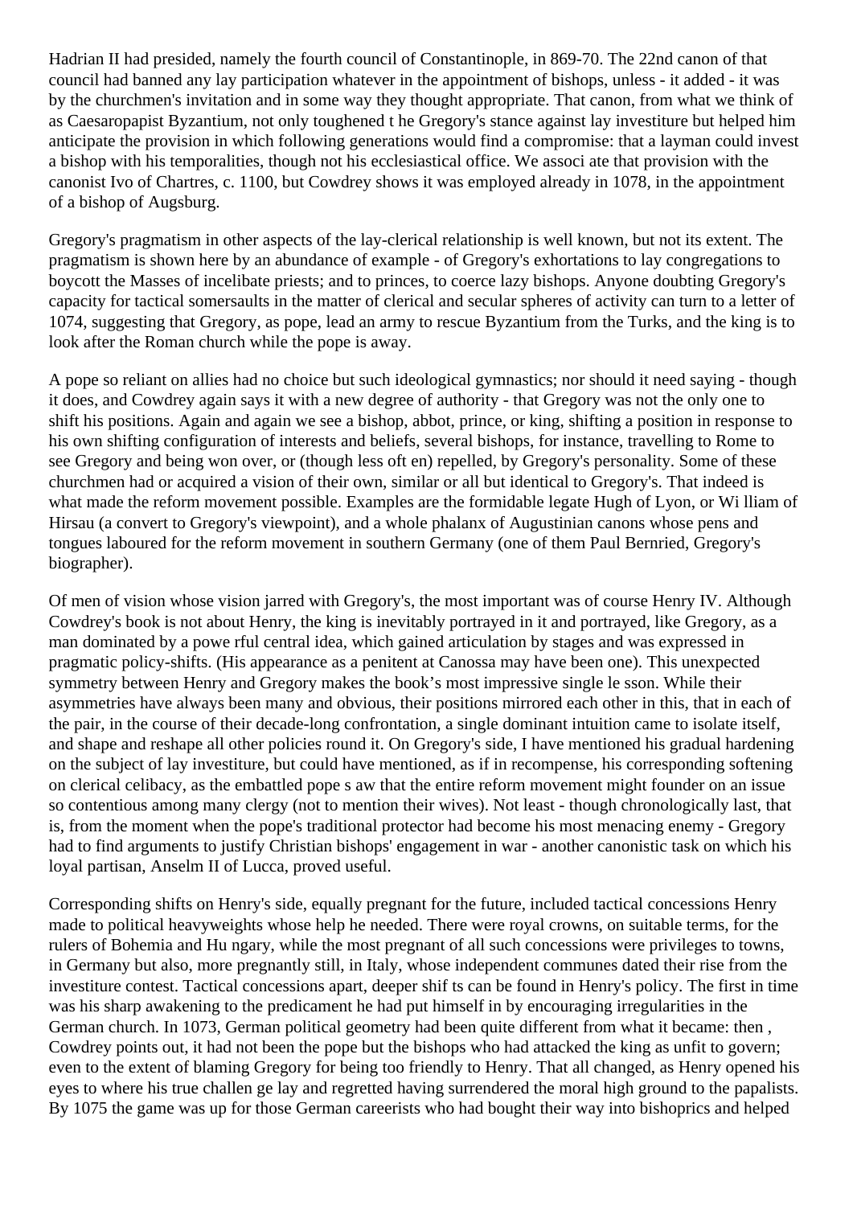Hadrian II had presided, namely the fourth council of Constantinople, in 869-70. The 22nd canon of that council had banned any lay participation whatever in the appointment of bishops, unless - it added - it was by the churchmen's invitation and in some way they thought appropriate. That canon, from what we think of as Caesaropapist Byzantium, not only toughened the Gregory's stance against lay investiture but helped him anticipate the provision in which following generations would find a compromise: that a layman could invest a bishop with his temporalities, though not his ecclesiastical office. We associate that provision with the canonist Ivo of Chartres, c. 1100, but Cowdrey shows it was employed already in 1078, in the appointment of a bishop of Augsburg.

Gregory's pragmatism in other aspects of the lay-clerical relationship is well known, but not its extent. The pragmatism is shown here by an abundance of example - of Gregory's exhortations to lay congregations to boycott the Masses of incelibate priests; and to princes, to coerce lazy bishops. Anyone doubting Gregory's capacity for tactical somersaults in the matter of clerical and secular spheres of activity can turn to a letter of 1074, suggesting that Gregory, as pope, lead an army to rescue Byzantium from the Turks, and the king is to look after the Roman church while the pope is away.

A pope so reliant on allies had no choice but such ideological gymnastics; nor should it need saying - though it does, and Cowdrey again says it with a new degree of authority - that Gregory was not the only one to shift his positions. Again and again we see a bishop, abbot, prince, or king, shifting a position in response to his own shifting configuration of interests and beliefs, several bishops, for instance, travelling to Rome to see Gregory and being won over, or (though less often) repelled, by Gregory's personality. Some of these churchmen had or acquired a vision of their own, similar or all but identical to Gregory's. That indeed is what made the reform movement possible. Examples are the formidable legate Hugh of Lyon, or William of Hirsau (a convert to Gregory's viewpoint), and a whole phalanx of Augustinian canons whose pens and tongues laboured for the reform movement in southern Germany (one of them Paul Bernried, Gregory's biographer).

Of men of vision whose vision jarred with Gregory's, the most important was of course Henry IV. Although Cowdrey's book is not about Henry, the king is inevitably portrayed in it and portrayed, like Gregory, as a man dominated by a powerful central idea, which gained articulation by stages and was expressed in pragmatic policy-shifts. (His appearance as a penitent at Canossa may have been one). This unexpected symmetry between Henry and Gregory makes the book's most impressive single lesson. While their asymmetries have always been many and obvious, their positions mirrored each other in this, that in each of the pair, in the course of their decade-long confrontation, a single dominant intuition came to isolate itself, and shape and reshape all other policies round it. On Gregory's side, I have mentioned his gradual hardening on the subject of lay investiture, but could have mentioned, as if in recompense, his corresponding softening on clerical celibacy, as the embattled pope saw that the entire reform movement might founder on an issue so contentious among many clergy (not to mention their wives). Not least - though chronologically last, that is, from the moment when the pope's traditional protector had become his most menacing enemy - Gregory had to find arguments to justify Christian bishops' engagement in war - another canonistic task on which his loyal partisan, Anselm II of Lucca, proved useful.

Corresponding shifts on Henry's side, equally pregnant for the future, included tactical concessions Henry made to political heavyweights whose help he needed. There were royal crowns, on suitable terms, for the rulers of Bohemia and Hungary, while the most pregnant of all such concessions were privileges to towns, in Germany but also, more pregnantly still, in Italy, whose independent communes dated their rise from the investiture contest. Tactical concessions apart, deeper shifts can be found in Henry's policy. The first in time was his sharp awakening to the predicament he had put himself in by encouraging irregularities in the German church. In 1073, German political geometry had been quite different from what it became: then , Cowdrey points out, it had not been the pope but the bishops who had attacked the king as unfit to govern; even to the extent of blaming Gregory for being too friendly to Henry. That all changed, as Henry opened his eyes to where his true challenge lay and regretted having surrendered the moral high ground to the papalists. By 1075 the game was up for those German careerists who had bought their way into bishoprics and helped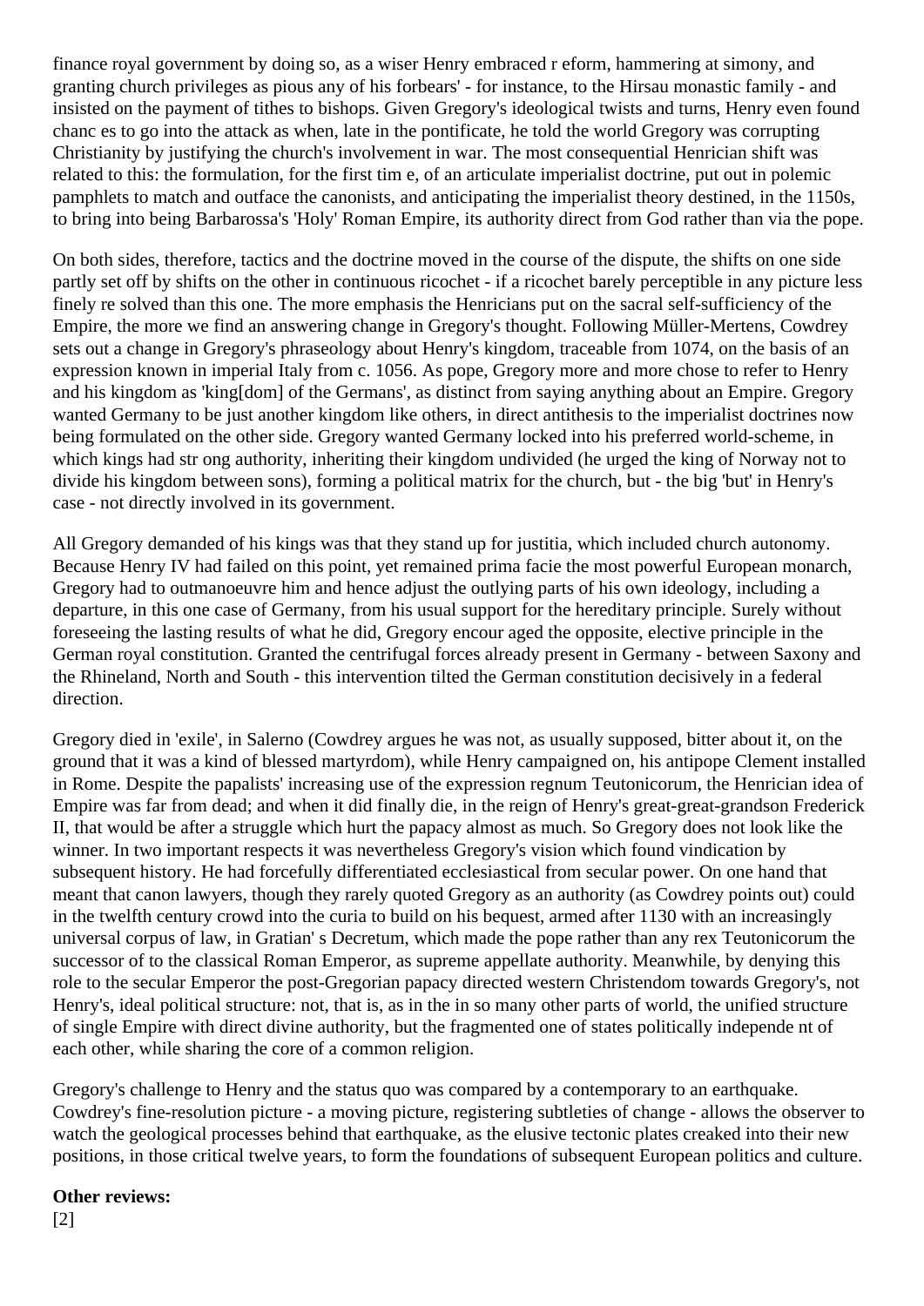finance royal government by doing so, as a wiser Henry embraced r eform, hammering at simony, and granting church privileges as pious any of his forbears' - for instance, to the Hirsau monastic family - and insisted on the payment of tithes to bishops. Given Gregory's ideological twists and turns, Henry even found chanc es to go into the attack as when, late in the pontificate, he told the world Gregory was corrupting Christianity by justifying the church's involvement in war. The most consequential Henrician shift was related to this: the formulation, for the first tim e, of an articulate imperialist doctrine, put out in polemic pamphlets to match and outface the canonists, and anticipating the imperialist theory destined, in the 1150s, to bring into being Barbarossa's 'Holy' Roman Empire, its authority direct from God rather than via the pope.

On both sides, therefore, tactics and the doctrine moved in the course of the dispute, the shifts on one side partly set off by shifts on the other in continuous ricochet - if a ricochet barely perceptible in any picture less finely re solved than this one. The more emphasis the Henricians put on the sacral self-sufficiency of the Empire, the more we find an answering change in Gregory's thought. Following Müller-Mertens, Cowdrey sets out a change in Gregory's phraseology about Henry's kingdom, traceable from 1074, on the basis of an expression known in imperial Italy from c. 1056. As pope, Gregory more and more chose to refer to Henry and his kingdom as 'king[dom] of the Germans', as distinct from saying anything about an Empire. Gregory wanted Germany to be just another kingdom like others, in direct antithesis to the imperialist doctrines now being formulated on the other side. Gregory wanted Germany locked into his preferred world-scheme, in which kings had str ong authority, inheriting their kingdom undivided (he urged the king of Norway not to divide his kingdom between sons), forming a political matrix for the church, but - the big 'but' in Henry's case - not directly involved in its government.

All Gregory demanded of his kings was that they stand up for justitia, which included church autonomy. Because Henry IV had failed on this point, yet remained prima facie the most powerful European monarch, Gregory had to outmanoeuvre him and hence adjust the outlying parts of his own ideology, including a departure, in this one case of Germany, from his usual support for the hereditary principle. Surely without foreseeing the lasting results of what he did, Gregory encour aged the opposite, elective principle in the German royal constitution. Granted the centrifugal forces already present in Germany - between Saxony and the Rhineland, North and South - this intervention tilted the German constitution decisively in a federal direction.

Gregory died in 'exile', in Salerno (Cowdrey argues he was not, as usually supposed, bitter about it, on the ground that it was a kind of blessed martyrdom), while Henry campaigned on, his antipope Clement installed in Rome. Despite the papalists' increasing use of the expression regnum Teutonicorum, the Henrician idea of Empire was far from dead; and when it did finally die, in the reign of Henry's great-great-grandson Frederick II, that would be after a struggle which hurt the papacy almost as much. So Gregory does not look like the winner. In two important respects it was nevertheless Gregory's vision which found vindication by subsequent history. He had forcefully differentiated ecclesiastical from secular power. On one hand that meant that canon lawyers, though they rarely quoted Gregory as an authority (as Cowdrey points out) could in the twelfth century crowd into the curia to build on his bequest, armed after 1130 with an increasingly universal corpus of law, in Gratian' s Decretum, which made the pope rather than any rex Teutonicorum the successor of to the classical Roman Emperor, as supreme appellate authority. Meanwhile, by denying this role to the secular Emperor the post-Gregorian papacy directed western Christendom towards Gregory's, not Henry's, ideal political structure: not, that is, as in the in so many other parts of world, the unified structure of single Empire with direct divine authority, but the fragmented one of states politically independe nt of each other, while sharing the core of a common religion.

Gregory's challenge to Henry and the status quo was compared by a contemporary to an earthquake. Cowdrey's fine-resolution picture - a moving picture, registering subtleties of change - allows the observer to watch the geological processes behind that earthquake, as the elusive tectonic plates creaked into their new positions, in those critical twelve years, to form the foundations of subsequent European politics and culture.

**Other reviews:**
[2]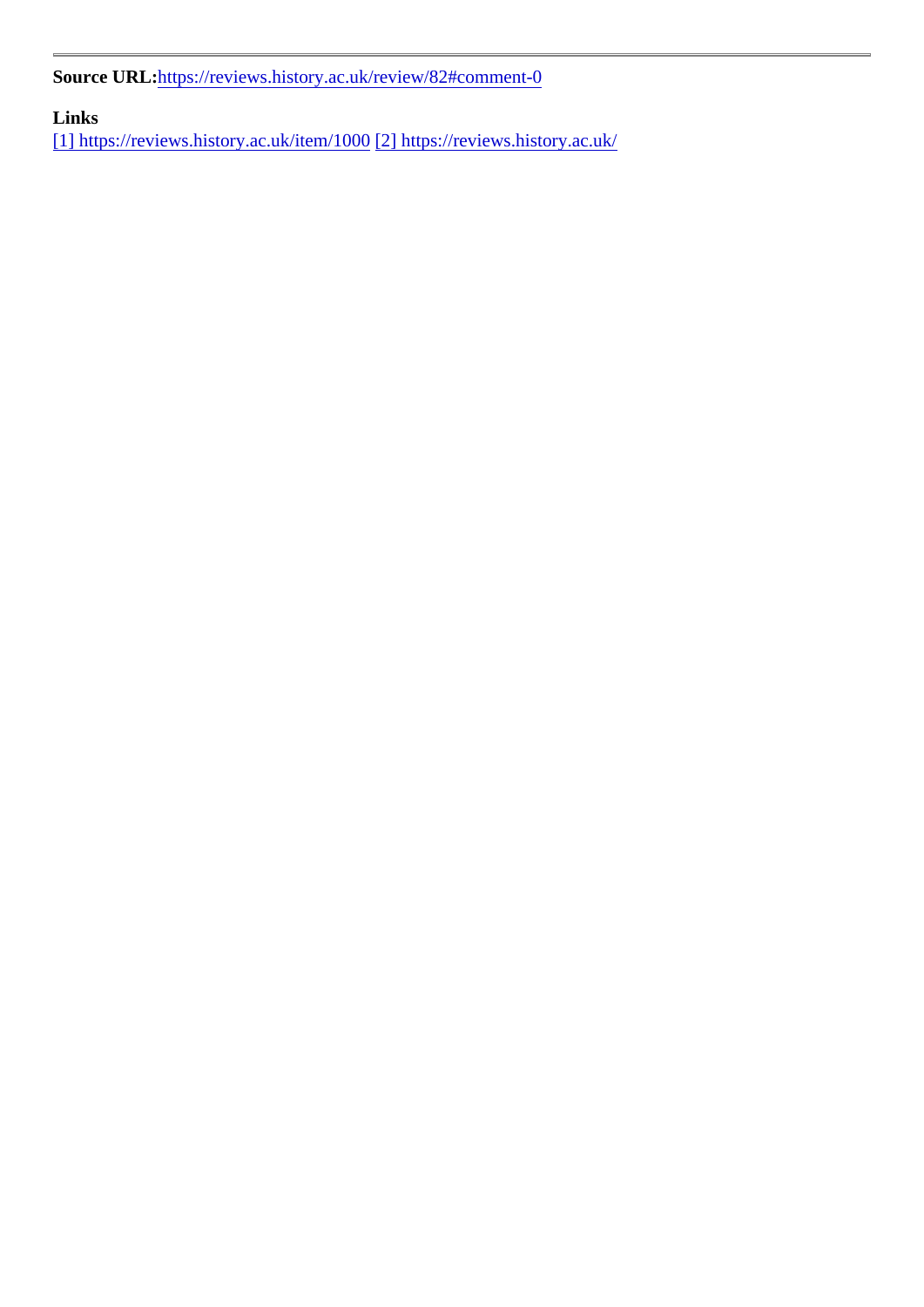---

**Source URL:**https://reviews.history.ac.uk/review/82#comment-0

**Links**
[1] https://reviews.history.ac.uk/item/1000 [2] https://reviews.history.ac.uk/